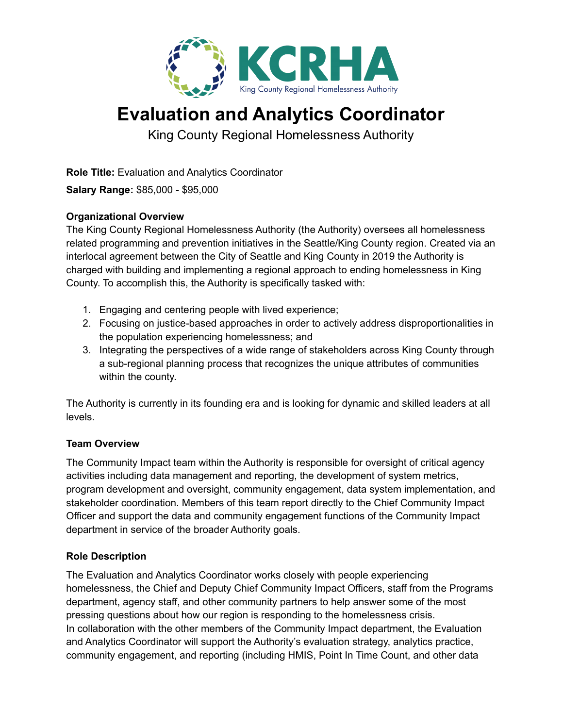KCRHA

King County Regional Homelessness Authority

# Evaluation and Analytics Coordinator

King County Regional Homelessness Authority

**Role Title:** Evaluation and Analytics Coordinator

**Salary Range:** $85,000 - $95,000

**Organizational Overview**

The King County Regional Homelessness Authority (the Authority) oversees all homelessness related programming and prevention initiatives in the Seattle/King County region. Created via an interlocal agreement between the City of Seattle and King County in 2019 the Authority is charged with building and implementing a regional approach to ending homelessness in King County. To accomplish this, the Authority is specifically tasked with:

1. Engaging and centering people with lived experience;
2. Focusing on justice-based approaches in order to actively address disproportionalities in the population experiencing homelessness; and
3. Integrating the perspectives of a wide range of stakeholders across King County through a sub-regional planning process that recognizes the unique attributes of communities within the county.

The Authority is currently in its founding era and is looking for dynamic and skilled leaders at all levels.

**Team Overview**

The Community Impact team within the Authority is responsible for oversight of critical agency activities including data management and reporting, the development of system metrics, program development and oversight, community engagement, data system implementation, and stakeholder coordination. Members of this team report directly to the Chief Community Impact Officer and support the data and community engagement functions of the Community Impact department in service of the broader Authority goals.

**Role Description**

The Evaluation and Analytics Coordinator works closely with people experiencing homelessness, the Chief and Deputy Chief Community Impact Officers, staff from the Programs department, agency staff, and other community partners to help answer some of the most pressing questions about how our region is responding to the homelessness crisis.
In collaboration with the other members of the Community Impact department, the Evaluation and Analytics Coordinator will support the Authority's evaluation strategy, analytics practice, community engagement, and reporting (including HMIS, Point In Time Count, and other data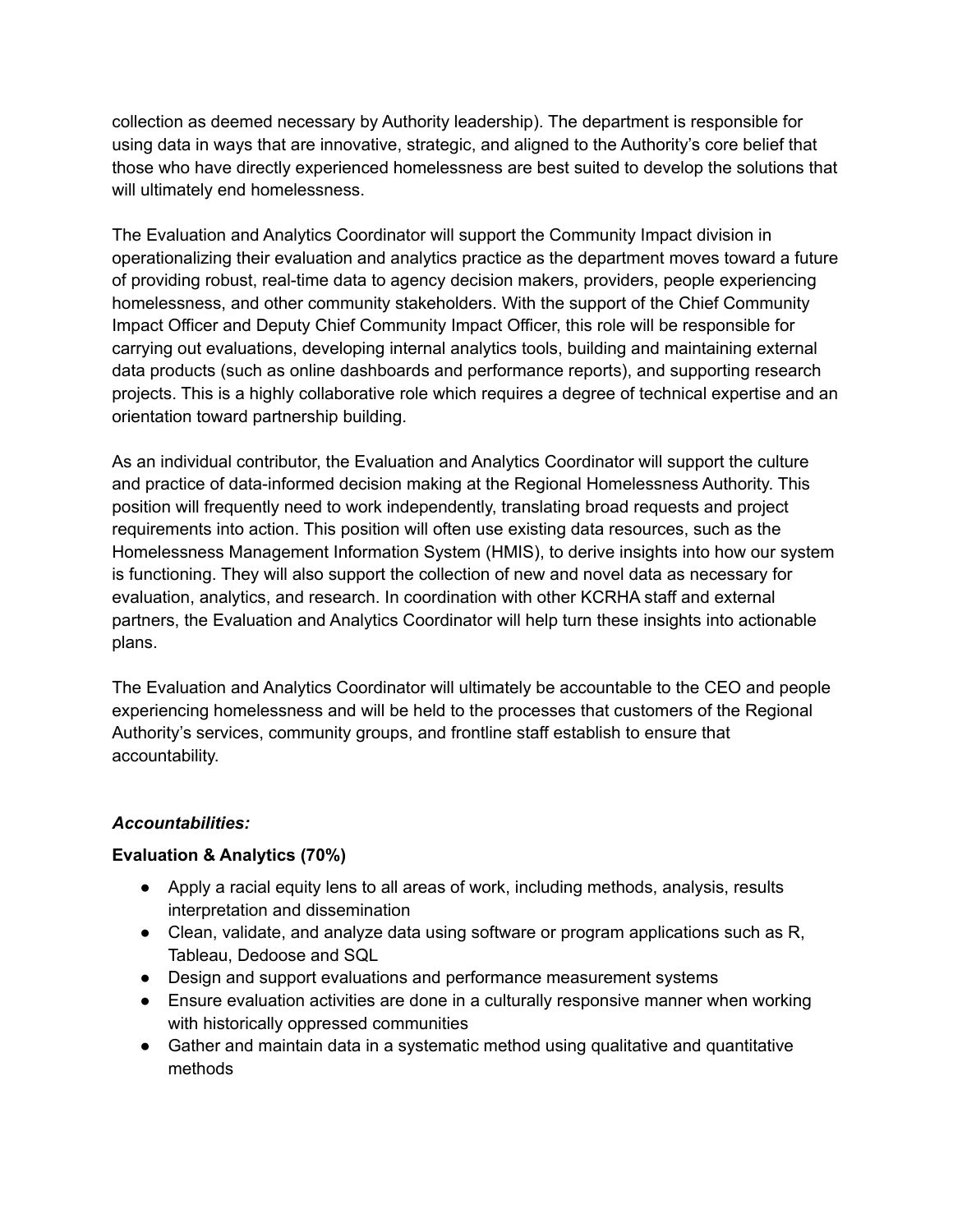collection as deemed necessary by Authority leadership). The department is responsible for using data in ways that are innovative, strategic, and aligned to the Authority's core belief that those who have directly experienced homelessness are best suited to develop the solutions that will ultimately end homelessness.

The Evaluation and Analytics Coordinator will support the Community Impact division in operationalizing their evaluation and analytics practice as the department moves toward a future of providing robust, real-time data to agency decision makers, providers, people experiencing homelessness, and other community stakeholders. With the support of the Chief Community Impact Officer and Deputy Chief Community Impact Officer, this role will be responsible for carrying out evaluations, developing internal analytics tools, building and maintaining external data products (such as online dashboards and performance reports), and supporting research projects. This is a highly collaborative role which requires a degree of technical expertise and an orientation toward partnership building.

As an individual contributor, the Evaluation and Analytics Coordinator will support the culture and practice of data-informed decision making at the Regional Homelessness Authority. This position will frequently need to work independently, translating broad requests and project requirements into action. This position will often use existing data resources, such as the Homelessness Management Information System (HMIS), to derive insights into how our system is functioning. They will also support the collection of new and novel data as necessary for evaluation, analytics, and research. In coordination with other KCRHA staff and external partners, the Evaluation and Analytics Coordinator will help turn these insights into actionable plans.

The Evaluation and Analytics Coordinator will ultimately be accountable to the CEO and people experiencing homelessness and will be held to the processes that customers of the Regional Authority's services, community groups, and frontline staff establish to ensure that accountability.

***Accountabilities:***

**Evaluation & Analytics (70%)**

- Apply a racial equity lens to all areas of work, including methods, analysis, results interpretation and dissemination
- Clean, validate, and analyze data using software or program applications such as R, Tableau, Dedoose and SQL
- Design and support evaluations and performance measurement systems
- Ensure evaluation activities are done in a culturally responsive manner when working with historically oppressed communities
- Gather and maintain data in a systematic method using qualitative and quantitative methods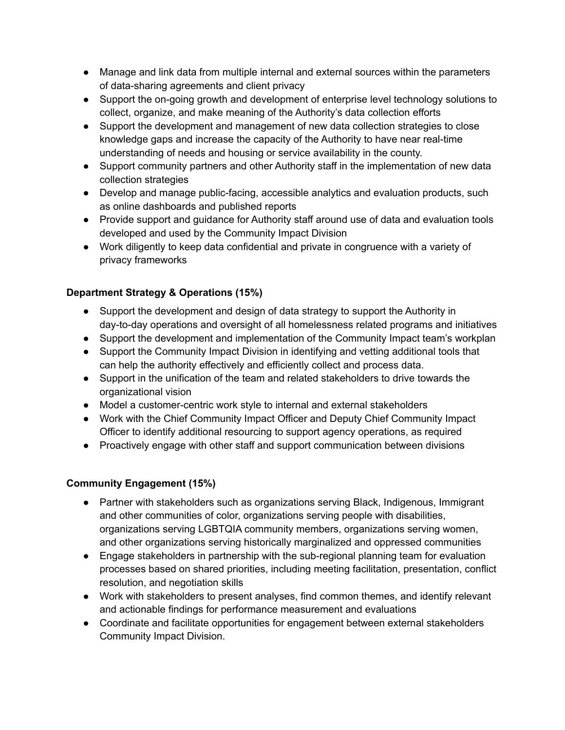- Manage and link data from multiple internal and external sources within the parameters of data-sharing agreements and client privacy
- Support the on-going growth and development of enterprise level technology solutions to collect, organize, and make meaning of the Authority's data collection efforts
- Support the development and management of new data collection strategies to close knowledge gaps and increase the capacity of the Authority to have near real-time understanding of needs and housing or service availability in the county.
- Support community partners and other Authority staff in the implementation of new data collection strategies
- Develop and manage public-facing, accessible analytics and evaluation products, such as online dashboards and published reports
- Provide support and guidance for Authority staff around use of data and evaluation tools developed and used by the Community Impact Division
- Work diligently to keep data confidential and private in congruence with a variety of privacy frameworks

**Department Strategy & Operations (15%)**

- Support the development and design of data strategy to support the Authority in day-to-day operations and oversight of all homelessness related programs and initiatives
- Support the development and implementation of the Community Impact team's workplan
- Support the Community Impact Division in identifying and vetting additional tools that can help the authority effectively and efficiently collect and process data.
- Support in the unification of the team and related stakeholders to drive towards the organizational vision
- Model a customer-centric work style to internal and external stakeholders
- Work with the Chief Community Impact Officer and Deputy Chief Community Impact Officer to identify additional resourcing to support agency operations, as required
- Proactively engage with other staff and support communication between divisions

**Community Engagement (15%)**

- Partner with stakeholders such as organizations serving Black, Indigenous, Immigrant and other communities of color, organizations serving people with disabilities, organizations serving LGBTQIA community members, organizations serving women, and other organizations serving historically marginalized and oppressed communities
- Engage stakeholders in partnership with the sub-regional planning team for evaluation processes based on shared priorities, including meeting facilitation, presentation, conflict resolution, and negotiation skills
- Work with stakeholders to present analyses, find common themes, and identify relevant and actionable findings for performance measurement and evaluations
- Coordinate and facilitate opportunities for engagement between external stakeholders Community Impact Division.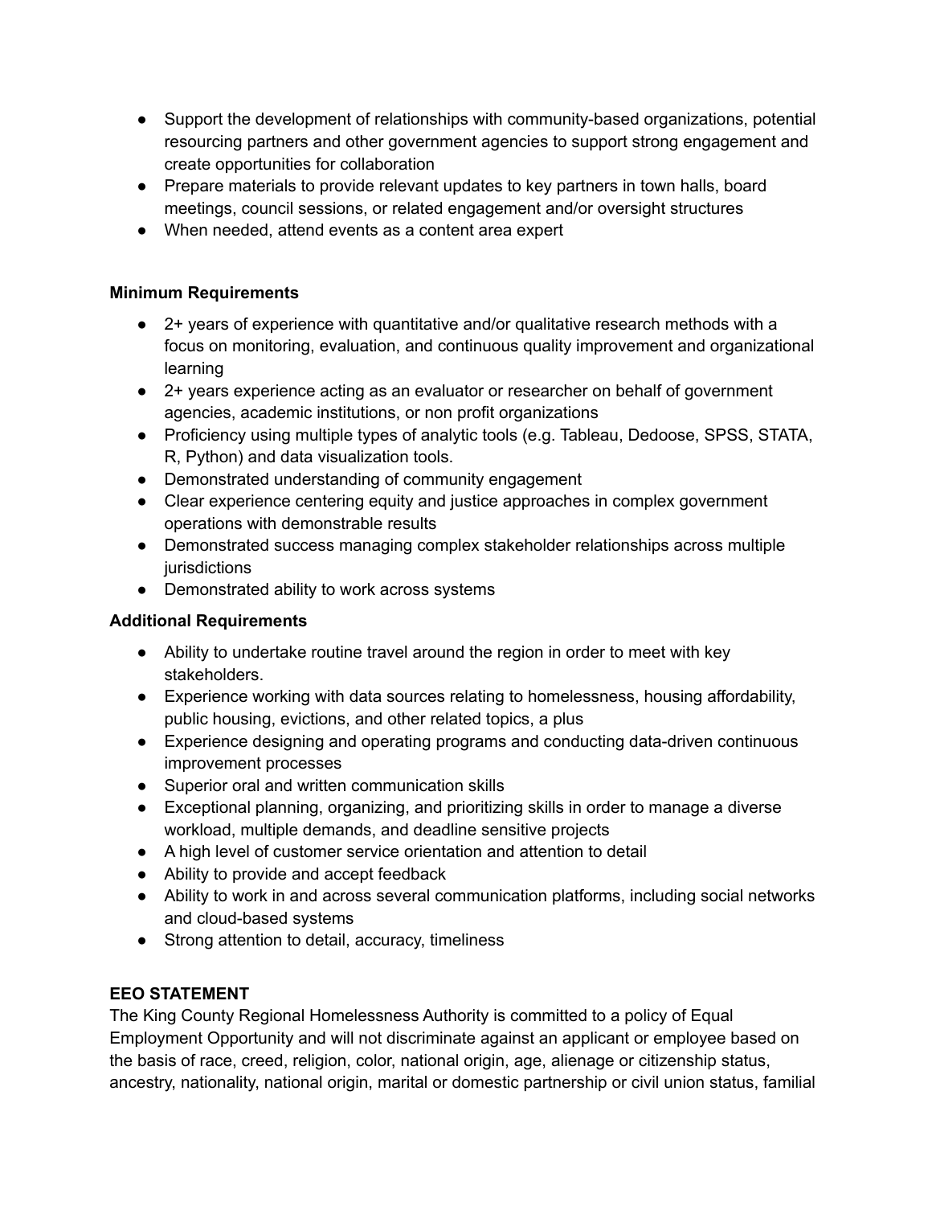- Support the development of relationships with community-based organizations, potential resourcing partners and other government agencies to support strong engagement and create opportunities for collaboration
- Prepare materials to provide relevant updates to key partners in town halls, board meetings, council sessions, or related engagement and/or oversight structures
- When needed, attend events as a content area expert

**Minimum Requirements**

- 2+ years of experience with quantitative and/or qualitative research methods with a focus on monitoring, evaluation, and continuous quality improvement and organizational learning
- 2+ years experience acting as an evaluator or researcher on behalf of government agencies, academic institutions, or non profit organizations
- Proficiency using multiple types of analytic tools (e.g. Tableau, Dedoose, SPSS, STATA, R, Python) and data visualization tools.
- Demonstrated understanding of community engagement
- Clear experience centering equity and justice approaches in complex government operations with demonstrable results
- Demonstrated success managing complex stakeholder relationships across multiple jurisdictions
- Demonstrated ability to work across systems

**Additional Requirements**

- Ability to undertake routine travel around the region in order to meet with key stakeholders.
- Experience working with data sources relating to homelessness, housing affordability, public housing, evictions, and other related topics, a plus
- Experience designing and operating programs and conducting data-driven continuous improvement processes
- Superior oral and written communication skills
- Exceptional planning, organizing, and prioritizing skills in order to manage a diverse workload, multiple demands, and deadline sensitive projects
- A high level of customer service orientation and attention to detail
- Ability to provide and accept feedback
- Ability to work in and across several communication platforms, including social networks and cloud-based systems
- Strong attention to detail, accuracy, timeliness

**EEO STATEMENT**

The King County Regional Homelessness Authority is committed to a policy of Equal Employment Opportunity and will not discriminate against an applicant or employee based on the basis of race, creed, religion, color, national origin, age, alienage or citizenship status, ancestry, nationality, national origin, marital or domestic partnership or civil union status, familial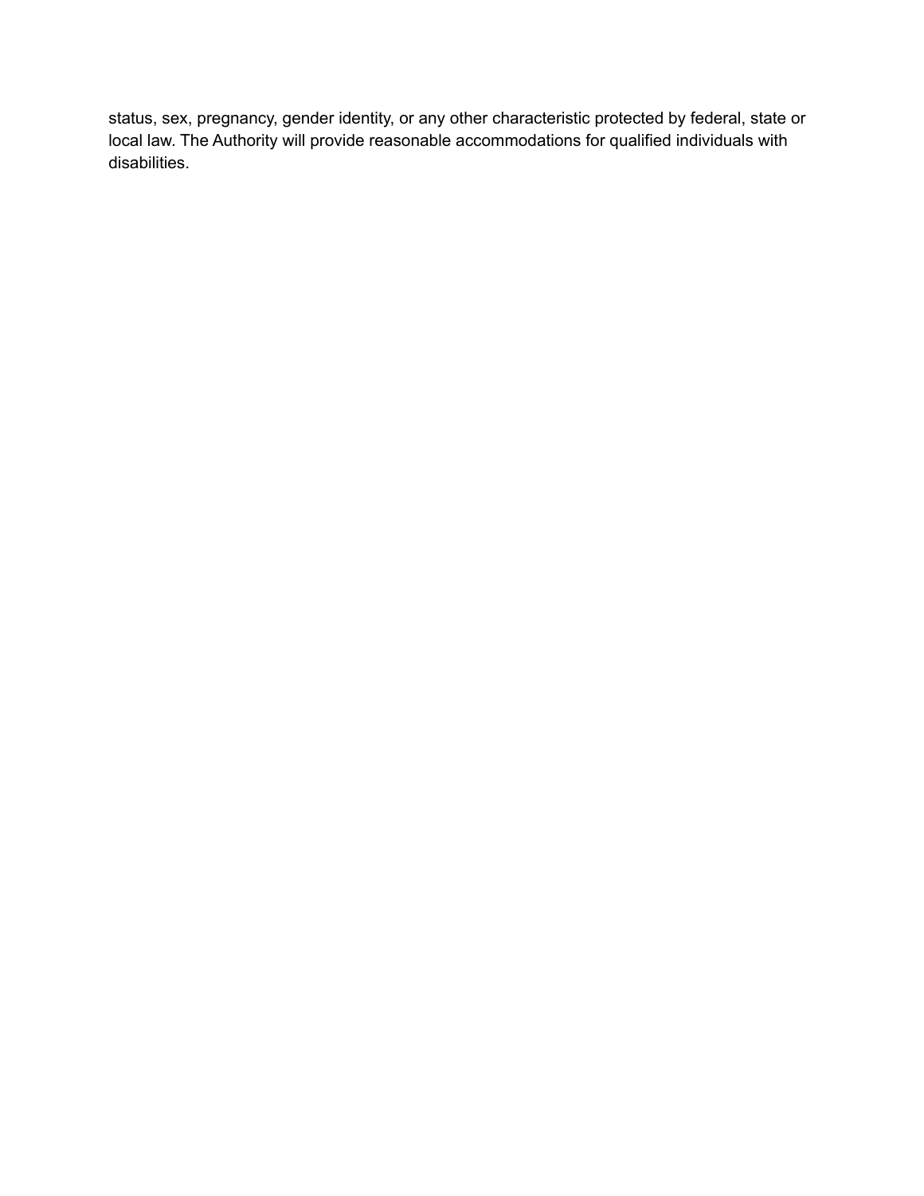status, sex, pregnancy, gender identity, or any other characteristic protected by federal, state or local law. The Authority will provide reasonable accommodations for qualified individuals with disabilities.